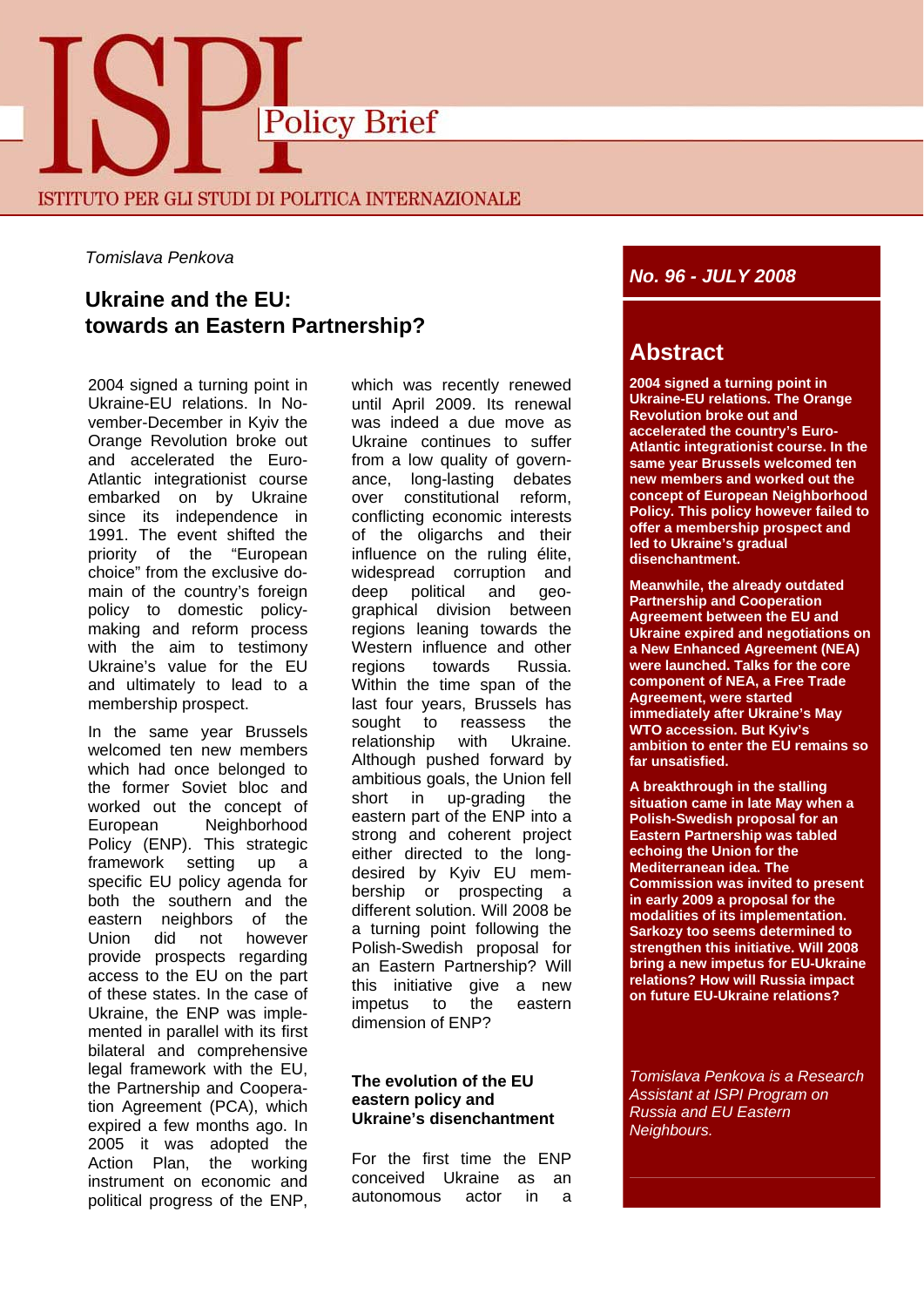# ISPI Policy Brief

ISTITUTO PER GLI STUDI DI POLITICA INTERNAZIONALE

*Tomislava Penkova*

**No. 96 - JULY 2008**

## Ukraine and the EU: towards an Eastern Partnership?

### Abstract

**2004 signed a turning point in Ukraine-EU relations. The Orange Revolution broke out and accelerated the country's Euro-Atlantic integrationist course. In the same year Brussels welcomed ten new members and worked out the concept of European Neighbourhood Policy. This policy however failed to offer a membership prospect and led to Ukraine's gradual disenchantment.**

**Meanwhile, the already outdated Partnership and Cooperation Agreement between the EU and Ukraine expired and negotiations on a New Enhanced Agreement (NEA) were launched. Talks for the core component of NEA, a Free Trade Agreement, were started immediately after Ukraine's May WTO accession. But Kyiv's ambition to enter the EU remains so far unsatisfied.**

**A breakthrough in the stalling situation came in late May when a Polish-Swedish proposal for an Eastern Partnership was tabled echoing the Union for the Mediterranean idea. The Commission was invited to present in early 2009 a proposal for the modalities of its implementation. Sarkozy too seems determined to strengthen this initiative. Will 2008 bring a new impetus for EU-Ukraine relations? How will Russia impact on future EU-Ukraine relations?**

*Tomislava Penkova is a Research Assistant at ISPI Program on Russia and EU Eastern Neighbours.*

2004 signed a turning point in Ukraine-EU relations. In November-December in Kyiv the Orange Revolution broke out and accelerated the Euro-Atlantic integrationist course embarked on by Ukraine since its independence in 1991. The event shifted the priority of the "European choice" from the exclusive domain of the country's foreign policy to domestic policy-making and reform process with the aim to testimony Ukraine's value for the EU and ultimately to lead to a membership prospect.

In the same year Brussels welcomed ten new members which had once belonged to the former Soviet bloc and worked out the concept of European Neighbourhood Policy (ENP). This strategic framework setting up a specific EU policy agenda for both the southern and the eastern neighbors of the Union did not however provide prospects regarding access to the EU on the part of these states. In the case of Ukraine, the ENP was implemented in parallel with its first bilateral and comprehensive legal framework with the EU, the Partnership and Cooperation Agreement (PCA), which expired a few months ago. In 2005 it was adopted the Action Plan, the working instrument on economic and political progress of the ENP, which was recently renewed until April 2009. Its renewal was indeed a due move as Ukraine continues to suffer from a low quality of governance, long-lasting debates over constitutional reform, conflicting economic interests of the oligarchs and their influence on the ruling élite, widespread corruption and deep political and geographical division between regions leaning towards the Western influence and other regions towards Russia. Within the time span of the last four years, Brussels has sought to reassess the relationship with Ukraine. Although pushed forward by ambitious goals, the Union fell short in up-grading the eastern part of the ENP into a strong and coherent project either directed to the long-desired by Kyiv EU membership or prospecting a different solution. Will 2008 be a turning point following the Polish-Swedish proposal for an Eastern Partnership? Will this initiative give a new impetus to the eastern dimension of ENP?

### The evolution of the EU eastern policy and Ukraine's disenchantment

For the first time the ENP conceived Ukraine as an autonomous actor in a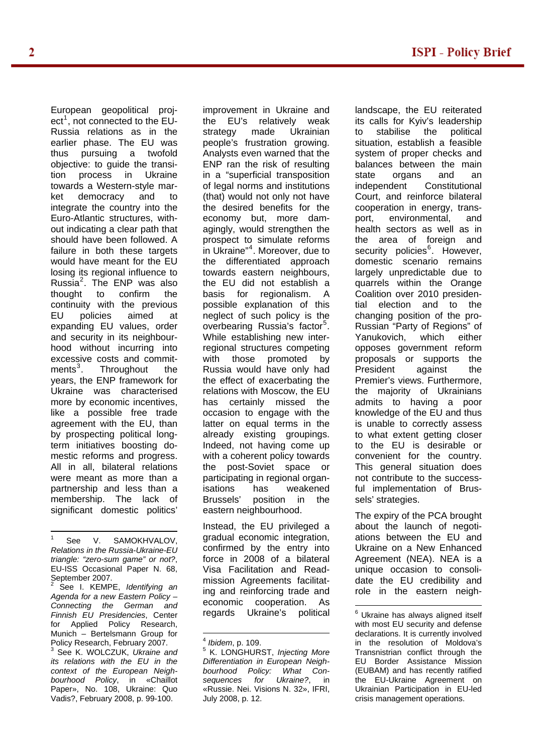European geopolitical project[1], not connected to the EU-Russia relations as in the earlier phase. The EU was thus pursuing a twofold objective: to guide the transition process in Ukraine towards a Western-style market democracy and to integrate the country into the Euro-Atlantic structures, without indicating a clear path that should have been followed. A failure in both these targets would have meant for the EU losing its regional influence to Russia[2]. The ENP was also thought to confirm the continuity with the previous EU policies aimed at expanding EU values, order and security in its neighbourhood without incurring into excessive costs and commitments[3]. Throughout the years, the ENP framework for Ukraine was characterised more by economic incentives, like a possible free trade agreement with the EU, than by prospecting political long-term initiatives boosting domestic reforms and progress. All in all, bilateral relations were meant as more than a partnership and less than a membership. The lack of significant domestic politics' improvement in Ukraine and the EU's relatively weak strategy made Ukrainian people's frustration growing. Analysts even warned that the ENP ran the risk of resulting in a "superficial transposition of legal norms and institutions (that) would not only not have the desired benefits for the economy but, more damagingly, would strengthen the prospect to simulate reforms in Ukraine"[4]. Moreover, due to the differentiated approach towards eastern neighbours, the EU did not establish a basis for regionalism. A possible explanation of this neglect of such policy is the overbearing Russia's factor[5]. While establishing new inter-regional structures competing with those promoted by Russia would have only had the effect of exacerbating the relations with Moscow, the EU has certainly missed the occasion to engage with the latter on equal terms in the already existing groupings. Indeed, not having come up with a coherent policy towards the post-Soviet space or participating in regional organisations has weakened Brussels' position in the eastern neighbourhood.

Instead, the EU privileged a gradual economic integration, confirmed by the entry into force in 2008 of a bilateral Visa Facilitation and Readmission Agreements facilitating and reinforcing trade and economic cooperation. As regards Ukraine's political landscape, the EU reiterated its calls for Kyiv's leadership to stabilise the political situation, establish a feasible system of proper checks and balances between the main state organs and an independent Constitutional Court, and reinforce bilateral cooperation in energy, transport, environmental, and health sectors as well as in the area of foreign and security policies[6]. However, domestic scenario remains largely unpredictable due to quarrels within the Orange Coalition over 2010 presidential election and to the changing position of the pro-Russian "Party of Regions" of Yanukovich, which either opposes government reform proposals or supports the President against the Premier's views. Furthermore, the majority of Ukrainians admits to having a poor knowledge of the EU and thus is unable to correctly assess to what extent getting closer to the EU is desirable or convenient for the country. This general situation does not contribute to the successful implementation of Brussels' strategies.

The expiry of the PCA brought about the launch of negotiations between the EU and Ukraine on a New Enhanced Agreement (NEA). NEA is a unique occasion to consolidate the EU credibility and role in the eastern neigh-

---

[1] See V. SAMOKHVALOV, *Relations in the Russia-Ukraine-EU triangle: "zero-sum game" or not?*, EU-ISS Occasional Paper N. 68, September 2007.

[2] See I. KEMPE, *Identifying an Agenda for a new Eastern Policy – Connecting the German and Finnish EU Presidencies*, Center for Applied Policy Research, Munich – Bertelsmann Group for Policy Research, February 2007.

[3] See K. WOLCZUK, *Ukraine and its relations with the EU in the context of the European Neighbourhood Policy*, in «Chaillot Paper», No. 108, Ukraine: Quo Vadis?, February 2008, p. 99-100.

[4] *Ibidem*, p. 109.

[5] K. LONGHURST, *Injecting More Differentiation in European Neighbourhood Policy: What Consequences for Ukraine?*, in «Russie. Nei. Visions N. 32», IFRI, July 2008, p. 12.

[6] Ukraine has always aligned itself with most EU security and defense declarations. It is currently involved in the resolution of Moldova's Transnistrian conflict through the EU Border Assistance Mission (EUBAM) and has recently ratified the EU-Ukraine Agreement on Ukrainian Participation in EU-led crisis management operations.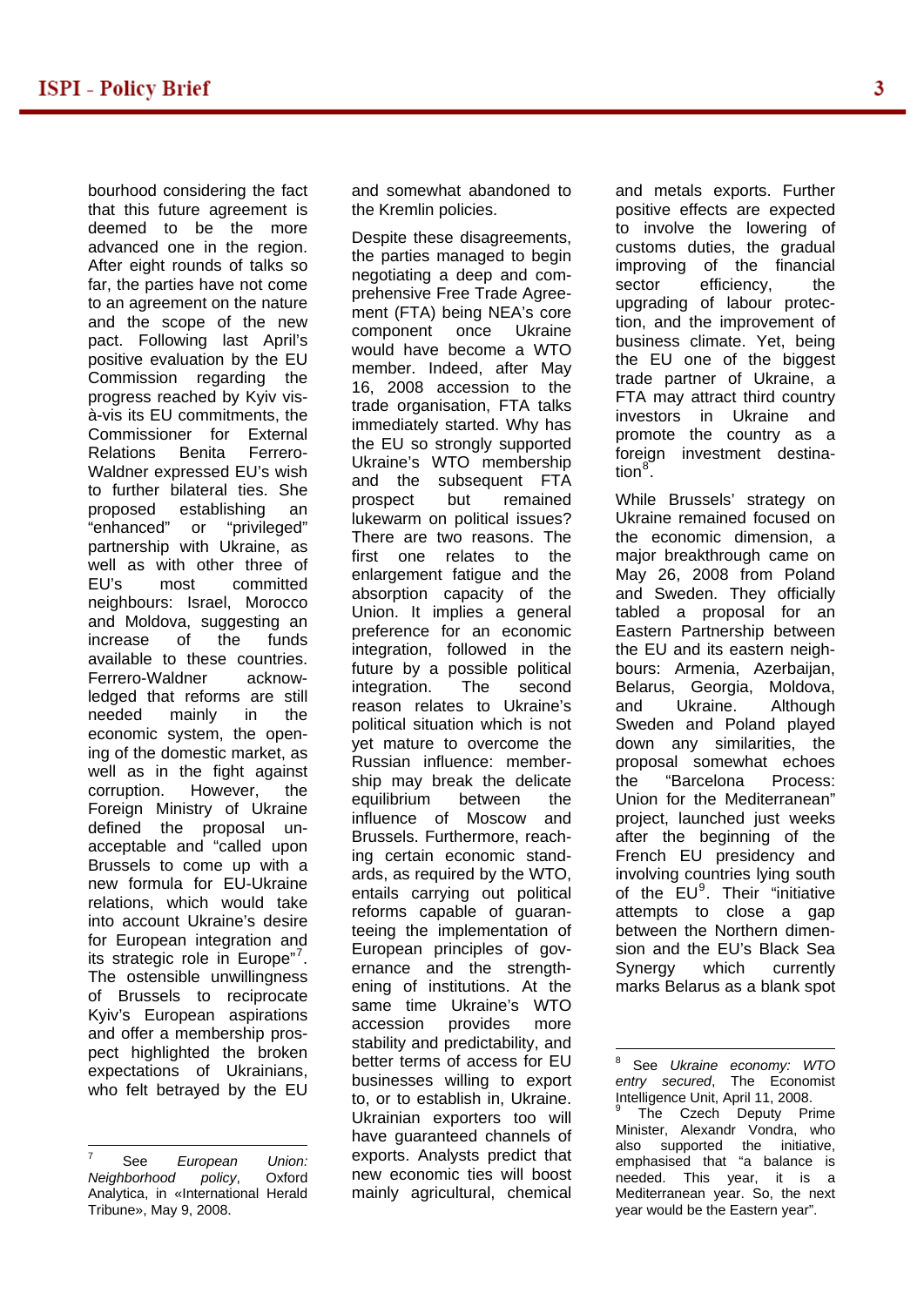bourhood considering the fact that this future agreement is deemed to be the more advanced one in the region. After eight rounds of talks so far, the parties have not come to an agreement on the nature and the scope of the new pact. Following last April's positive evaluation by the EU Commission regarding the progress reached by Kyiv vis-à-vis its EU commitments, the Commissioner for External Relations Benita Ferrero-Waldner expressed EU's wish to further bilateral ties. She proposed establishing an "enhanced" or "privileged" partnership with Ukraine, as well as with other three of EU's most committed neighbours: Israel, Morocco and Moldova, suggesting an increase of the funds available to these countries. Ferrero-Waldner acknowledged that reforms are still needed mainly in the economic system, the opening of the domestic market, as well as in the fight against corruption. However, the Foreign Ministry of Ukraine defined the proposal unacceptable and "called upon Brussels to come up with a new formula for EU-Ukraine relations, which would take into account Ukraine's desire for European integration and its strategic role in Europe"[7]. The ostensible unwillingness of Brussels to reciprocate Kyiv's European aspirations and offer a membership prospect highlighted the broken expectations of Ukrainians, who felt betrayed by the EU and somewhat abandoned to the Kremlin policies.

Despite these disagreements, the parties managed to begin negotiating a deep and comprehensive Free Trade Agreement (FTA) being NEA's core component once Ukraine would have become a WTO member. Indeed, after May 16, 2008 accession to the trade organisation, FTA talks immediately started. Why has the EU so strongly supported Ukraine's WTO membership and the subsequent FTA prospect but remained lukewarm on political issues? There are two reasons. The first one relates to the enlargement fatigue and the absorption capacity of the Union. It implies a general preference for an economic integration, followed in the future by a possible political integration. The second reason relates to Ukraine's political situation which is not yet mature to overcome the Russian influence: membership may break the delicate equilibrium between the influence of Moscow and Brussels. Furthermore, reaching certain economic standards, as required by the WTO, entails carrying out political reforms capable of guaranteeing the implementation of European principles of governance and the strengthening of institutions. At the same time Ukraine's WTO accession provides more stability and predictability, and better terms of access for EU businesses willing to export to, or to establish in, Ukraine. Ukrainian exporters too will have guaranteed channels of exports. Analysts predict that new economic ties will boost mainly agricultural, chemical and metals exports. Further positive effects are expected to involve the lowering of customs duties, the gradual improving of the financial sector efficiency, the upgrading of labour protection, and the improvement of business climate. Yet, being the EU one of the biggest trade partner of Ukraine, a FTA may attract third country investors in Ukraine and promote the country as a foreign investment destination[8].

While Brussels' strategy on Ukraine remained focused on the economic dimension, a major breakthrough came on May 26, 2008 from Poland and Sweden. They officially tabled a proposal for an Eastern Partnership between the EU and its eastern neighbours: Armenia, Azerbaijan, Belarus, Georgia, Moldova, and Ukraine. Although Sweden and Poland played down any similarities, the proposal somewhat echoes the "Barcelona Process: Union for the Mediterranean" project, launched just weeks after the beginning of the French EU presidency and involving countries lying south of the EU[9]. Their "initiative attempts to close a gap between the Northern dimension and the EU's Black Sea Synergy which currently marks Belarus as a blank spot

---

[7] See *European Union: Neighborhood policy*, Oxford Analytica, in «International Herald Tribune», May 9, 2008.

[8] See *Ukraine economy: WTO entry secured*, The Economist Intelligence Unit, April 11, 2008.

[9] The Czech Deputy Prime Minister, Alexandr Vondra, who also supported the initiative, emphasised that "a balance is needed. This year, it is a Mediterranean year. So, the next year would be the Eastern year".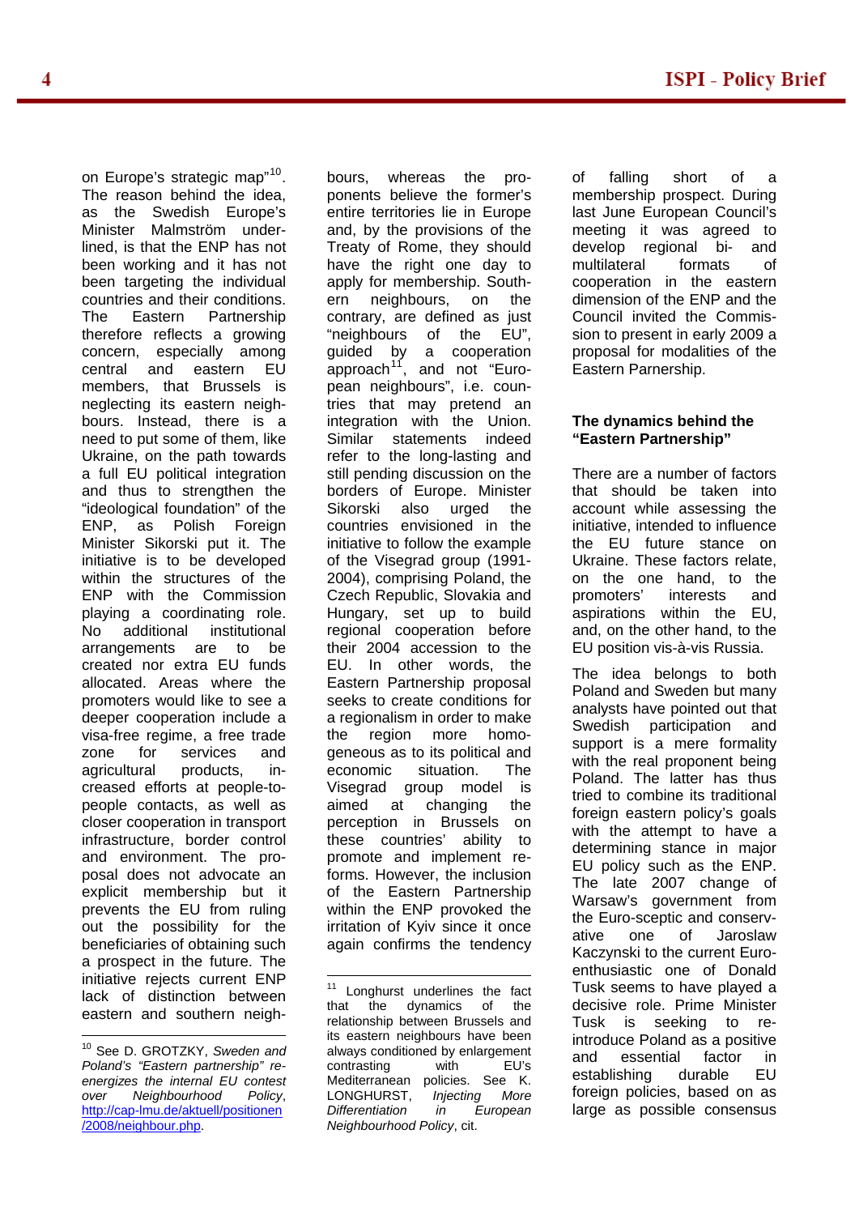on Europe's strategic map"[10]. The reason behind the idea, as the Swedish Europe's Minister Malmström underlined, is that the ENP has not been working and it has not been targeting the individual countries and their conditions. The Eastern Partnership therefore reflects a growing concern, especially among central and eastern EU members, that Brussels is neglecting its eastern neighbours. Instead, there is a need to put some of them, like Ukraine, on the path towards a full EU political integration and thus to strengthen the "ideological foundation" of the ENP, as Polish Foreign Minister Sikorski put it. The initiative is to be developed within the structures of the ENP with the Commission playing a coordinating role. No additional institutional arrangements are to be created nor extra EU funds allocated. Areas where the promoters would like to see a deeper cooperation include a visa-free regime, a free trade zone for services and agricultural products, increased efforts at people-to-people contacts, as well as closer cooperation in transport infrastructure, border control and environment. The proposal does not advocate an explicit membership but it prevents the EU from ruling out the possibility for the beneficiaries of obtaining such a prospect in the future. The initiative rejects current ENP lack of distinction between eastern and southern neighbours, whereas the proponents believe the former's entire territories lie in Europe and, by the provisions of the Treaty of Rome, they should have the right one day to apply for membership. Southern neighbours, on the contrary, are defined as just "neighbours of the EU", guided by a cooperation approach[11], and not "European neighbours", i.e. countries that may pretend an integration with the Union. Similar statements indeed refer to the long-lasting and still pending discussion on the borders of Europe. Minister Sikorski also urged the countries envisioned in the initiative to follow the example of the Visegrad group (1991-2004), comprising Poland, the Czech Republic, Slovakia and Hungary, set up to build regional cooperation before their 2004 accession to the EU. In other words, the Eastern Partnership proposal seeks to create conditions for a regionalism in order to make the region more homogeneous as to its political and economic situation. The Visegrad group model is aimed at changing the perception in Brussels on these countries' ability to promote and implement reforms. However, the inclusion of the Eastern Partnership within the ENP provoked the irritation of Kyiv since it once again confirms the tendency of falling short of a membership prospect. During last June European Council's meeting it was agreed to develop regional bi- and multilateral formats of cooperation in the eastern dimension of the ENP and the Council invited the Commission to present in early 2009 a proposal for modalities of the Eastern Parnership.

### The dynamics behind the "Eastern Partnership"

There are a number of factors that should be taken into account while assessing the initiative, intended to influence the EU future stance on Ukraine. These factors relate, on the one hand, to the promoters' interests and aspirations within the EU, and, on the other hand, to the EU position vis-à-vis Russia.

The idea belongs to both Poland and Sweden but many analysts have pointed out that Swedish participation and support is a mere formality with the real proponent being Poland. The latter has thus tried to combine its traditional foreign eastern policy's goals with the attempt to have a determining stance in major EU policy such as the ENP. The late 2007 change of Warsaw's government from the Euro-sceptic and conservative one of Jaroslaw Kaczynski to the current Euro-enthusiastic one of Donald Tusk seems to have played a decisive role. Prime Minister Tusk is seeking to re-introduce Poland as a positive and essential factor in establishing durable EU foreign policies, based on as large as possible consensus

---

[10] See D. GROTZKY, *Sweden and Poland's "Eastern partnership" re-energizes the internal EU contest over Neighbourhood Policy*, http://cap-lmu.de/aktuell/positionen/2008/neighbour.php.

[11] Longhurst underlines the fact that the dynamics of the relationship between Brussels and its eastern neighbours have been always conditioned by enlargement contrasting with EU's Mediterranean policies. See K. LONGHURST, *Injecting More Differentiation in European Neighbourhood Policy*, cit.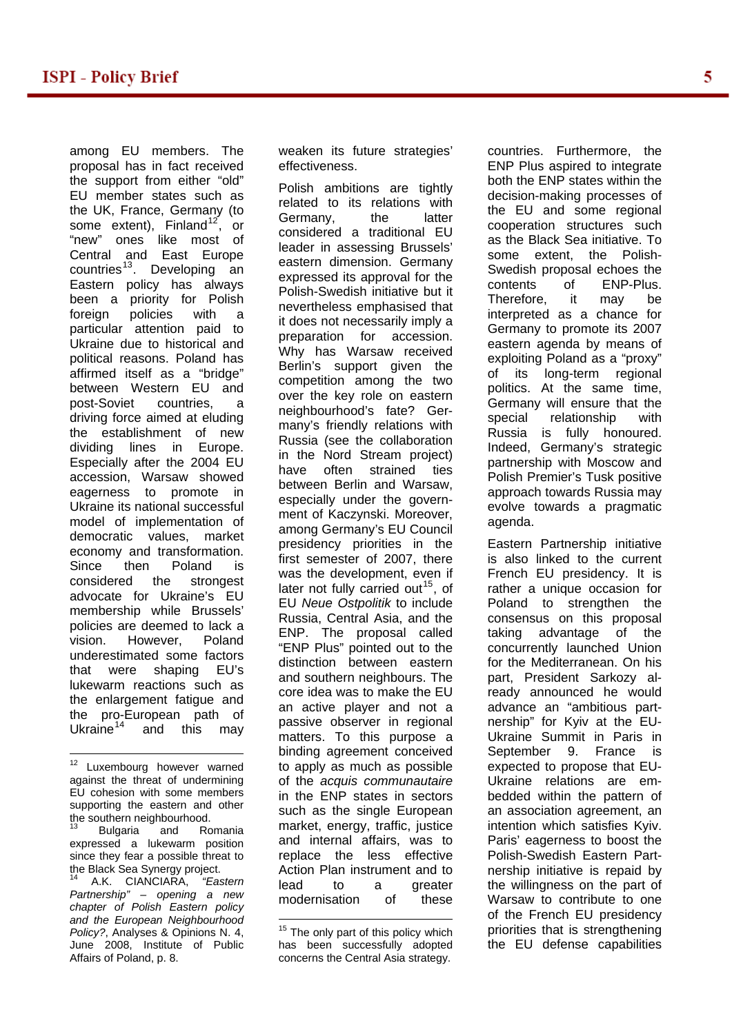among EU members. The proposal has in fact received the support from either "old" EU member states such as the UK, France, Germany (to some extent), Finland[12], or "new" ones like most of Central and East Europe countries[13]. Developing an Eastern policy has always been a priority for Polish foreign policies with a particular attention paid to Ukraine due to historical and political reasons. Poland has affirmed itself as a "bridge" between Western EU and post-Soviet countries, a driving force aimed at eluding the establishment of new dividing lines in Europe. Especially after the 2004 EU accession, Warsaw showed eagerness to promote in Ukraine its national successful model of implementation of democratic values, market economy and transformation. Since then Poland is considered the strongest advocate for Ukraine's EU membership while Brussels' policies are deemed to lack a vision. However, Poland underestimated some factors that were shaping EU's lukewarm reactions such as the enlargement fatigue and the pro-European path of Ukraine[14] and this may weaken its future strategies' effectiveness.

Polish ambitions are tightly related to its relations with Germany, the latter considered a traditional EU leader in assessing Brussels' eastern dimension. Germany expressed its approval for the Polish-Swedish initiative but it nevertheless emphasised that it does not necessarily imply a preparation for accession. Why has Warsaw received Berlin's support given the competition among the two over the key role on eastern neighbourhood's fate? Germany's friendly relations with Russia (see the collaboration in the Nord Stream project) have often strained ties between Berlin and Warsaw, especially under the government of Kaczynski. Moreover, among Germany's EU Council presidency priorities in the first semester of 2007, there was the development, even if later not fully carried out[15], of EU *Neue Ostpolitik* to include Russia, Central Asia, and the ENP. The proposal called "ENP Plus" pointed out to the distinction between eastern and southern neighbours. The core idea was to make the EU an active player and not a passive observer in regional matters. To this purpose a binding agreement conceived to apply as much as possible of the *acquis communautaire* in the ENP states in sectors such as the single European market, energy, traffic, justice and internal affairs, was to replace the less effective Action Plan instrument and to lead to a greater modernisation of these countries. Furthermore, the ENP Plus aspired to integrate both the ENP states within the decision-making processes of the EU and some regional cooperation structures such as the Black Sea initiative. To some extent, the Polish-Swedish proposal echoes the contents of ENP-Plus. Therefore, it may be interpreted as a chance for Germany to promote its 2007 eastern agenda by means of exploiting Poland as a "proxy" of its long-term regional politics. At the same time, Germany will ensure that the special relationship with Russia is fully honoured. Indeed, Germany's strategic partnership with Moscow and Polish Premier's Tusk positive approach towards Russia may evolve towards a pragmatic agenda.

Eastern Partnership initiative is also linked to the current French EU presidency. It is rather a unique occasion for Poland to strengthen the consensus on this proposal taking advantage of the concurrently launched Union for the Mediterranean. On his part, President Sarkozy already announced he would advance an "ambitious partnership" for Kyiv at the EU-Ukraine Summit in Paris in September 9. France is expected to propose that EU-Ukraine relations are embedded within the pattern of an association agreement, an intention which satisfies Kyiv. Paris' eagerness to boost the Polish-Swedish Eastern Partnership initiative is repaid by the willingness on the part of Warsaw to contribute to one of the French EU presidency priorities that is strengthening the EU defense capabilities

---

[12] Luxembourg however warned against the threat of undermining EU cohesion with some members supporting the eastern and other the southern neighbourhood.

[13] Bulgaria and Romania expressed a lukewarm position since they fear a possible threat to the Black Sea Synergy project.

[14] A.K. CIANCIARA, *"Eastern Partnership" – opening a new chapter of Polish Eastern policy and the European Neighbourhood Policy?*, Analyses & Opinions N. 4, June 2008, Institute of Public Affairs of Poland, p. 8.

[15] The only part of this policy which has been successfully adopted concerns the Central Asia strategy.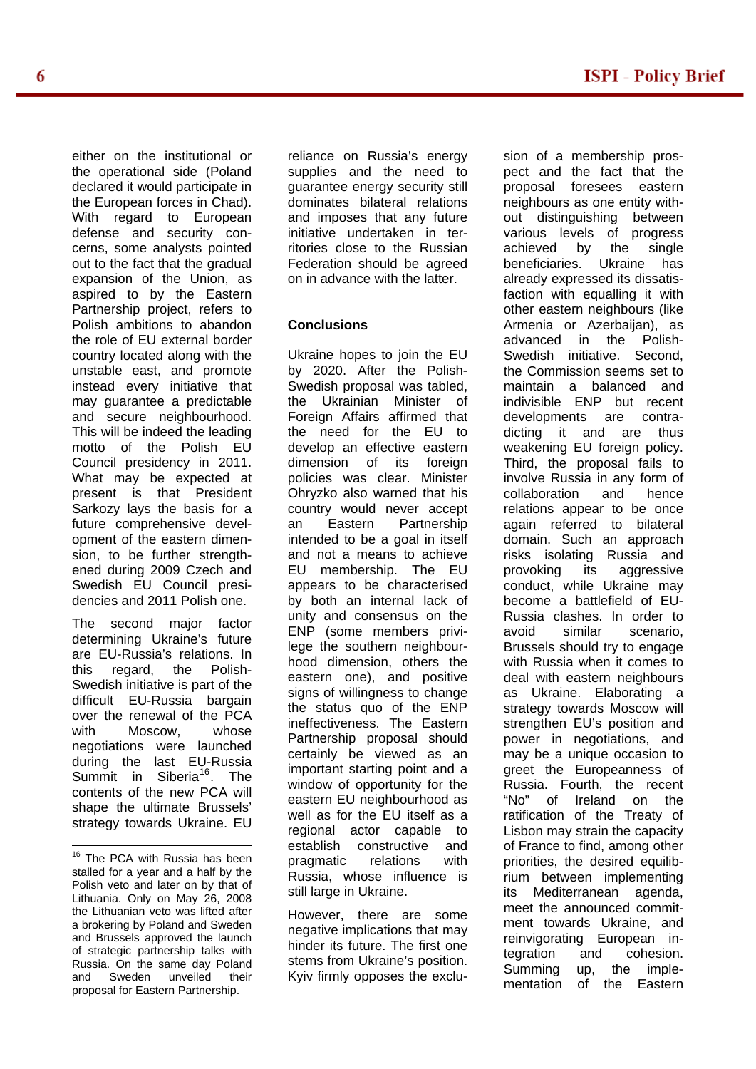either on the institutional or the operational side (Poland declared it would participate in the European forces in Chad). With regard to European defense and security concerns, some analysts pointed out to the fact that the gradual expansion of the Union, as aspired to by the Eastern Partnership project, refers to Polish ambitions to abandon the role of EU external border country located along with the unstable east, and promote instead every initiative that may guarantee a predictable and secure neighbourhood. This will be indeed the leading motto of the Polish EU Council presidency in 2011. What may be expected at present is that President Sarkozy lays the basis for a future comprehensive development of the eastern dimension, to be further strengthened during 2009 Czech and Swedish EU Council presidencies and 2011 Polish one.

The second major factor determining Ukraine's future are EU-Russia's relations. In this regard, the Polish-Swedish initiative is part of the difficult EU-Russia bargain over the renewal of the PCA with Moscow, whose negotiations were launched during the last EU-Russia Summit in Siberia[16]. The contents of the new PCA will shape the ultimate Brussels' strategy towards Ukraine. EU reliance on Russia's energy supplies and the need to guarantee energy security still dominates bilateral relations and imposes that any future initiative undertaken in territories close to the Russian Federation should be agreed on in advance with the latter.

## Conclusions

Ukraine hopes to join the EU by 2020. After the Polish-Swedish proposal was tabled, the Ukrainian Minister of Foreign Affairs affirmed that the need for the EU to develop an effective eastern dimension of its foreign policies was clear. Minister Ohryzko also warned that his country would never accept an Eastern Partnership intended to be a goal in itself and not a means to achieve EU membership. The EU appears to be characterised by both an internal lack of unity and consensus on the ENP (some members privilege the southern neighbourhood dimension, others the eastern one), and positive signs of willingness to change the status quo of the ENP ineffectiveness. The Eastern Partnership proposal should certainly be viewed as an important starting point and a window of opportunity for the eastern EU neighbourhood as well as for the EU itself as a regional actor capable to establish constructive and pragmatic relations with Russia, whose influence is still large in Ukraine.

However, there are some negative implications that may hinder its future. The first one stems from Ukraine's position. Kyiv firmly opposes the exclusion of a membership prospect and the fact that the proposal foresees eastern neighbours as one entity without distinguishing between various levels of progress achieved by the single beneficiaries. Ukraine has already expressed its dissatisfaction with equalling it with other eastern neighbours (like Armenia or Azerbaijan), as advanced in the Polish-Swedish initiative. Second, the Commission seems set to maintain a balanced and indivisible ENP but recent developments are contradicting it and are thus weakening EU foreign policy. Third, the proposal fails to involve Russia in any form of collaboration and hence relations appear to be once again referred to bilateral domain. Such an approach risks isolating Russia and provoking its aggressive conduct, while Ukraine may become a battlefield of EU-Russia clashes. In order to avoid similar scenario, Brussels should try to engage with Russia when it comes to deal with eastern neighbours as Ukraine. Elaborating a strategy towards Moscow will strengthen EU's position and power in negotiations, and may be a unique occasion to greet the Europeanness of Russia. Fourth, the recent "No" of Ireland on the ratification of the Treaty of Lisbon may strain the capacity of France to find, among other priorities, the desired equilibrium between implementing its Mediterranean agenda, meet the announced commitment towards Ukraine, and reinvigorating European integration and cohesion. Summing up, the implementation of the Eastern

---

[16] The PCA with Russia has been stalled for a year and a half by the Polish veto and later on by that of Lithuania. Only on May 26, 2008 the Lithuanian veto was lifted after a brokering by Poland and Sweden and Brussels approved the launch of strategic partnership talks with Russia. On the same day Poland and Sweden unveiled their proposal for Eastern Partnership.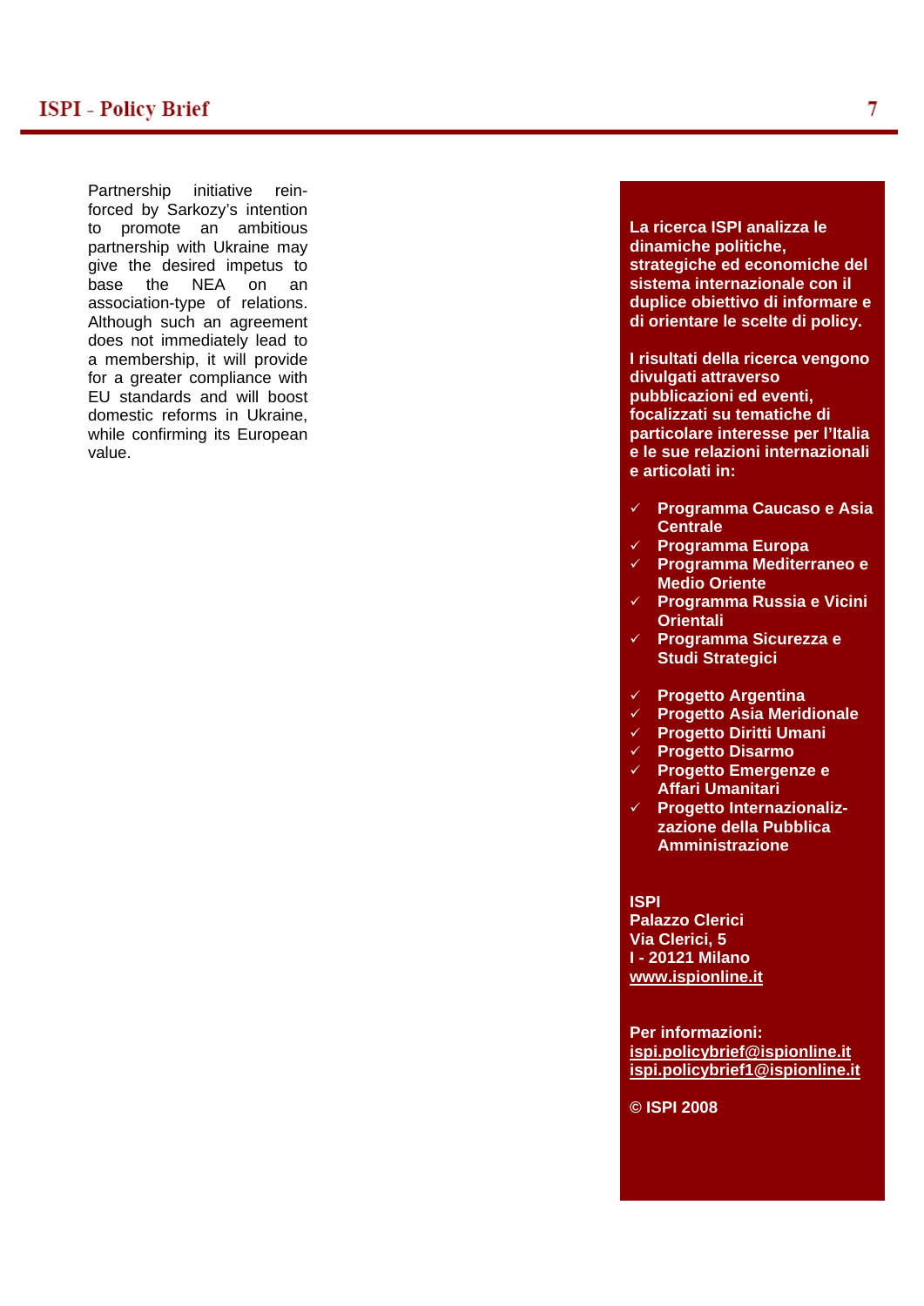Partnership initiative reinforced by Sarkozy's intention to promote an ambitious partnership with Ukraine may give the desired impetus to base the NEA on an association-type of relations. Although such an agreement does not immediately lead to a membership, it will provide for a greater compliance with EU standards and will boost domestic reforms in Ukraine, while confirming its European value.

**La ricerca ISPI analizza le dinamiche politiche, strategiche ed economiche del sistema internazionale con il duplice obiettivo di informare e di orientare le scelte di policy.**

**I risultati della ricerca vengono divulgati attraverso pubblicazioni ed eventi, focalizzati su tematiche di particolare interesse per l'Italia e le sue relazioni internazionali e articolati in:**

- ✓ **Programma Caucaso e Asia Centrale**
- ✓ **Programma Europa**
- ✓ **Programma Mediterraneo e Medio Oriente**
- ✓ **Programma Russia e Vicini Orientali**
- ✓ **Programma Sicurezza e Studi Strategici**

- ✓ **Progetto Argentina**
- ✓ **Progetto Asia Meridionale**
- ✓ **Progetto Diritti Umani**
- ✓ **Progetto Disarmo**
- ✓ **Progetto Emergenze e Affari Umanitari**
- ✓ **Progetto Internazionalizzazione della Pubblica Amministrazione**

**ISPI**
**Palazzo Clerici**
**Via Clerici, 5**
**I - 20121 Milano**
**www.ispionline.it**

**Per informazioni:**
**ispi.policybrief@ispionline.it**
**ispi.policybrief1@ispionline.it**

**© ISPI 2008**